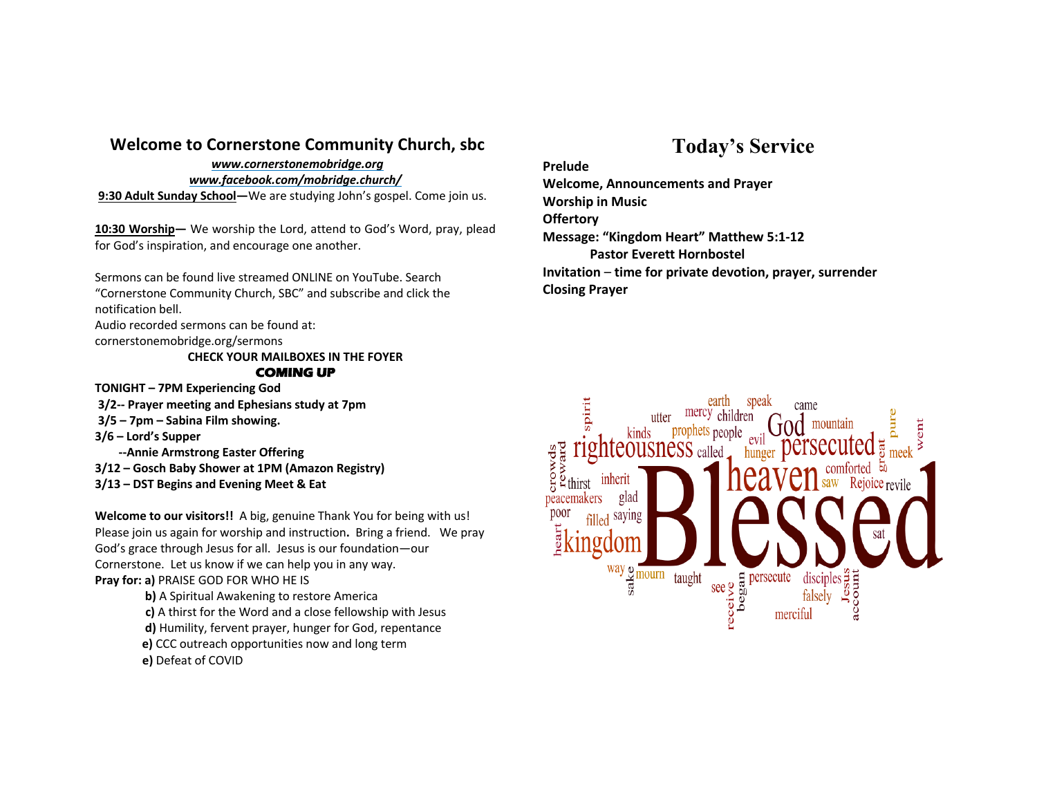## Welcome to Cornerstone Community Church, sbc

***www.cornerstonemobridge.org***
***www.facebook.com/mobridge.church/***

**9:30 Adult Sunday School—**We are studying John's gospel. Come join us.

**10:30 Worship—** We worship the Lord, attend to God's Word, pray, plead for God's inspiration, and encourage one another.

Sermons can be found live streamed ONLINE on YouTube. Search "Cornerstone Community Church, SBC" and subscribe and click the notification bell.
Audio recorded sermons can be found at:
cornerstonemobridge.org/sermons

**CHECK YOUR MAILBOXES IN THE FOYER**

**COMING UP**

**TONIGHT – 7PM Experiencing God**
**3/2-- Prayer meeting and Ephesians study at 7pm**
**3/5 – 7pm – Sabina Film showing.**
**3/6 – Lord's Supper**
**--Annie Armstrong Easter Offering**
**3/12 – Gosch Baby Shower at 1PM (Amazon Registry)**
**3/13 – DST Begins and Evening Meet & Eat**

**Welcome to our visitors!!** A big, genuine Thank You for being with us! Please join us again for worship and instruction**.** Bring a friend. We pray God's grace through Jesus for all. Jesus is our foundation—our Cornerstone. Let us know if we can help you in any way.

**Pray for: a)** PRAISE GOD FOR WHO HE IS
**b)** A Spiritual Awakening to restore America
**c)** A thirst for the Word and a close fellowship with Jesus
**d)** Humility, fervent prayer, hunger for God, repentance
**e)** CCC outreach opportunities now and long term
**e)** Defeat of COVID

# Today's Service

**Prelude**
**Welcome, Announcements and Prayer**
**Worship in Music**
**Offertory**
**Message: "Kingdom Heart" Matthew 5:1-12**
**Pastor Everett Hornbostel**
**Invitation – time for private devotion, prayer, surrender**
**Closing Prayer**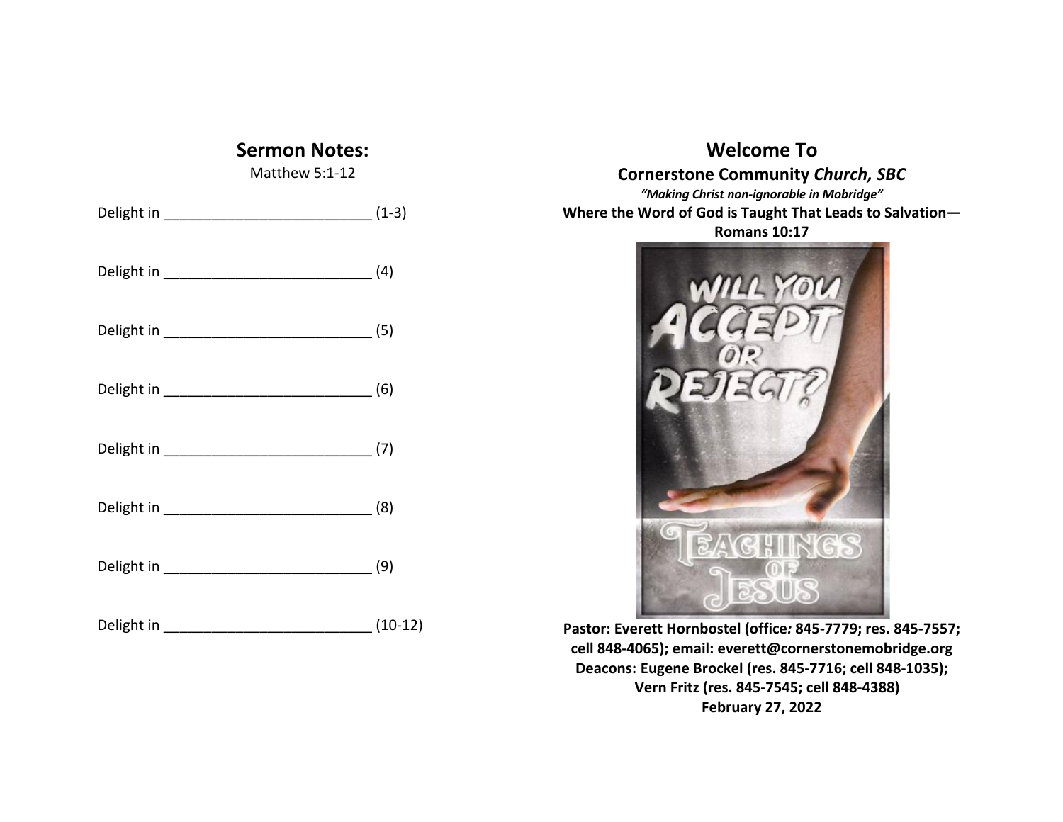## Sermon Notes:

Matthew 5:1-12

Delight in ___________________________ (1-3)

Delight in ___________________________ (4)

Delight in ___________________________ (5)

Delight in ___________________________ (6)

Delight in ___________________________ (7)

Delight in ___________________________ (8)

Delight in ___________________________ (9)

Delight in ___________________________ (10-12)

## Welcome To

**Cornerstone Community *Church, SBC***

***"Making Christ non-ignorable in Mobridge"***

**Where the Word of God is Taught That Leads to Salvation—Romans 10:17**

WILL YOU ACCEPT OR REJECT?

TEACHINGS OF JESUS

**Pastor: Everett Hornbostel (office*:* 845-7779; res. 845-7557; cell 848-4065); email: everett@cornerstonemobridge.org**
**Deacons: Eugene Brockel (res. 845-7716; cell 848-1035); Vern Fritz (res. 845-7545; cell 848-4388)**
**February 27, 2022**